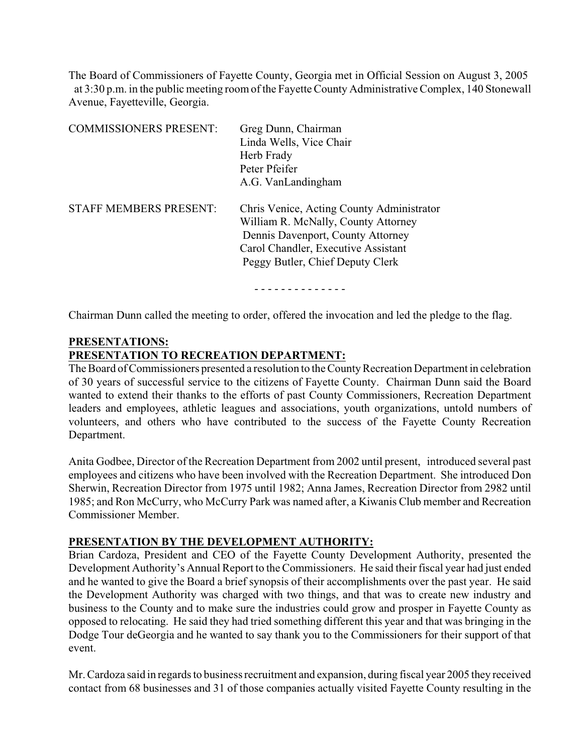The Board of Commissioners of Fayette County, Georgia met in Official Session on August 3, 2005 at 3:30 p.m. in the public meeting room of the Fayette County Administrative Complex, 140 Stonewall Avenue, Fayetteville, Georgia.

| | |
|---|---|
| COMMISSIONERS PRESENT: | Greg Dunn, Chairman<br>Linda Wells, Vice Chair<br>Herb Frady<br>Peter Pfeifer<br>A.G. VanLandingham |
| STAFF MEMBERS PRESENT: | Chris Venice, Acting County Administrator<br>William R. McNally, County Attorney<br>Dennis Davenport, County Attorney<br>Carol Chandler, Executive Assistant<br>Peggy Butler, Chief Deputy Clerk |

- - - - - - - - - - - - - -

Chairman Dunn called the meeting to order, offered the invocation and led the pledge to the flag.

**PRESENTATIONS:**

**PRESENTATION TO RECREATION DEPARTMENT:**

The Board of Commissioners presented a resolution to the County Recreation Department in celebration of 30 years of successful service to the citizens of Fayette County. Chairman Dunn said the Board wanted to extend their thanks to the efforts of past County Commissioners, Recreation Department leaders and employees, athletic leagues and associations, youth organizations, untold numbers of volunteers, and others who have contributed to the success of the Fayette County Recreation Department.

Anita Godbee, Director of the Recreation Department from 2002 until present, introduced several past employees and citizens who have been involved with the Recreation Department. She introduced Don Sherwin, Recreation Director from 1975 until 1982; Anna James, Recreation Director from 2982 until 1985; and Ron McCurry, who McCurry Park was named after, a Kiwanis Club member and Recreation Commissioner Member.

**PRESENTATION BY THE DEVELOPMENT AUTHORITY:**

Brian Cardoza, President and CEO of the Fayette County Development Authority, presented the Development Authority's Annual Report to the Commissioners. He said their fiscal year had just ended and he wanted to give the Board a brief synopsis of their accomplishments over the past year. He said the Development Authority was charged with two things, and that was to create new industry and business to the County and to make sure the industries could grow and prosper in Fayette County as opposed to relocating. He said they had tried something different this year and that was bringing in the Dodge Tour deGeorgia and he wanted to say thank you to the Commissioners for their support of that event.

Mr. Cardoza said in regards to business recruitment and expansion, during fiscal year 2005 they received contact from 68 businesses and 31 of those companies actually visited Fayette County resulting in the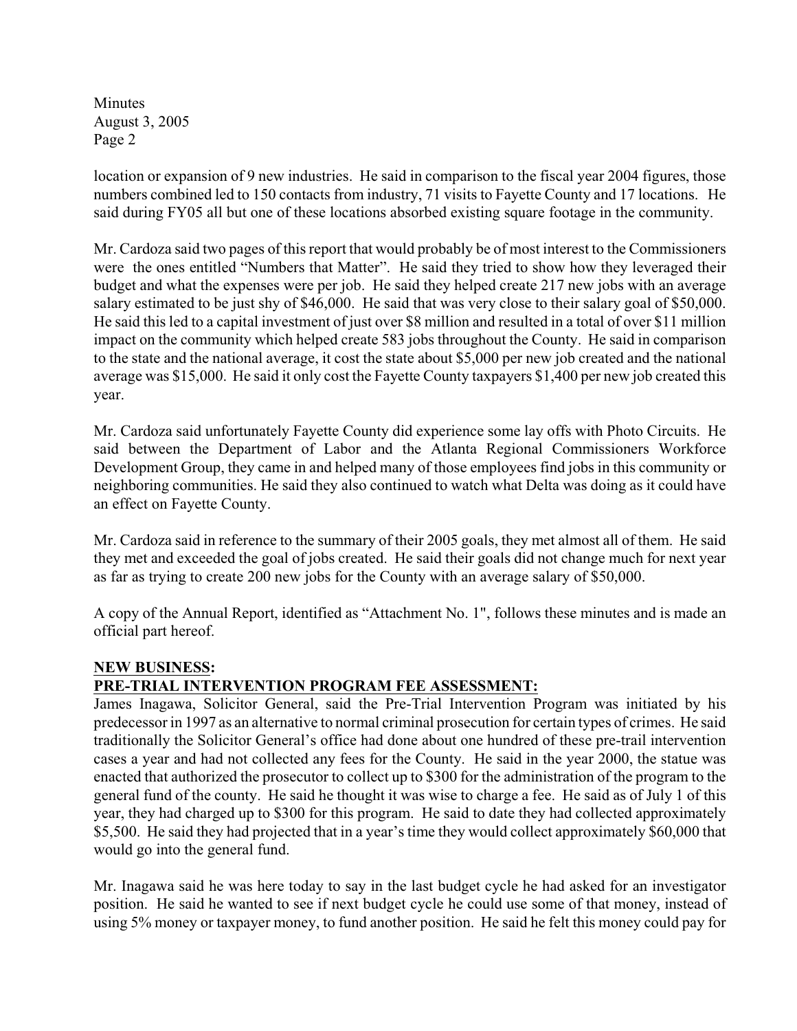location or expansion of 9 new industries. He said in comparison to the fiscal year 2004 figures, those numbers combined led to 150 contacts from industry, 71 visits to Fayette County and 17 locations. He said during FY05 all but one of these locations absorbed existing square footage in the community.

Mr. Cardoza said two pages of this report that would probably be of most interest to the Commissioners were the ones entitled "Numbers that Matter". He said they tried to show how they leveraged their budget and what the expenses were per job. He said they helped create 217 new jobs with an average salary estimated to be just shy of $46,000. He said that was very close to their salary goal of $50,000. He said this led to a capital investment of just over $8 million and resulted in a total of over $11 million impact on the community which helped create 583 jobs throughout the County. He said in comparison to the state and the national average, it cost the state about $5,000 per new job created and the national average was $15,000. He said it only cost the Fayette County taxpayers $1,400 per new job created this year.

Mr. Cardoza said unfortunately Fayette County did experience some lay offs with Photo Circuits. He said between the Department of Labor and the Atlanta Regional Commissioners Workforce Development Group, they came in and helped many of those employees find jobs in this community or neighboring communities. He said they also continued to watch what Delta was doing as it could have an effect on Fayette County.

Mr. Cardoza said in reference to the summary of their 2005 goals, they met almost all of them. He said they met and exceeded the goal of jobs created. He said their goals did not change much for next year as far as trying to create 200 new jobs for the County with an average salary of $50,000.

A copy of the Annual Report, identified as "Attachment No. 1", follows these minutes and is made an official part hereof.

**NEW BUSINESS:**

**PRE-TRIAL INTERVENTION PROGRAM FEE ASSESSMENT:**

James Inagawa, Solicitor General, said the Pre-Trial Intervention Program was initiated by his predecessor in 1997 as an alternative to normal criminal prosecution for certain types of crimes. He said traditionally the Solicitor General's office had done about one hundred of these pre-trail intervention cases a year and had not collected any fees for the County. He said in the year 2000, the statue was enacted that authorized the prosecutor to collect up to $300 for the administration of the program to the general fund of the county. He said he thought it was wise to charge a fee. He said as of July 1 of this year, they had charged up to $300 for this program. He said to date they had collected approximately $5,500. He said they had projected that in a year's time they would collect approximately $60,000 that would go into the general fund.

Mr. Inagawa said he was here today to say in the last budget cycle he had asked for an investigator position. He said he wanted to see if next budget cycle he could use some of that money, instead of using 5% money or taxpayer money, to fund another position. He said he felt this money could pay for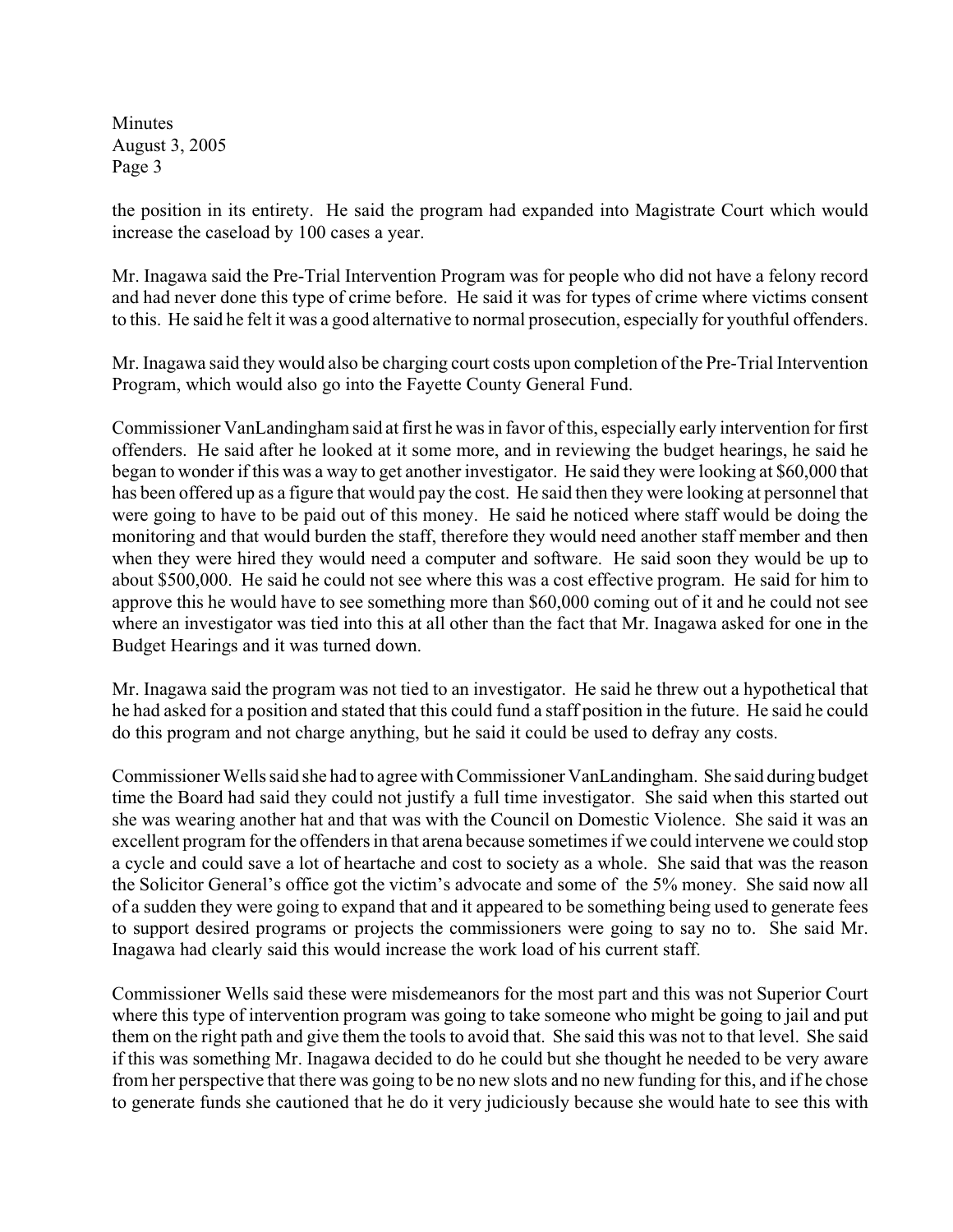the position in its entirety. He said the program had expanded into Magistrate Court which would increase the caseload by 100 cases a year.

Mr. Inagawa said the Pre-Trial Intervention Program was for people who did not have a felony record and had never done this type of crime before. He said it was for types of crime where victims consent to this. He said he felt it was a good alternative to normal prosecution, especially for youthful offenders.

Mr. Inagawa said they would also be charging court costs upon completion of the Pre-Trial Intervention Program, which would also go into the Fayette County General Fund.

Commissioner VanLandingham said at first he was in favor of this, especially early intervention for first offenders. He said after he looked at it some more, and in reviewing the budget hearings, he said he began to wonder if this was a way to get another investigator. He said they were looking at $60,000 that has been offered up as a figure that would pay the cost. He said then they were looking at personnel that were going to have to be paid out of this money. He said he noticed where staff would be doing the monitoring and that would burden the staff, therefore they would need another staff member and then when they were hired they would need a computer and software. He said soon they would be up to about $500,000. He said he could not see where this was a cost effective program. He said for him to approve this he would have to see something more than $60,000 coming out of it and he could not see where an investigator was tied into this at all other than the fact that Mr. Inagawa asked for one in the Budget Hearings and it was turned down.

Mr. Inagawa said the program was not tied to an investigator. He said he threw out a hypothetical that he had asked for a position and stated that this could fund a staff position in the future. He said he could do this program and not charge anything, but he said it could be used to defray any costs.

Commissioner Wells said she had to agree with Commissioner VanLandingham. She said during budget time the Board had said they could not justify a full time investigator. She said when this started out she was wearing another hat and that was with the Council on Domestic Violence. She said it was an excellent program for the offenders in that arena because sometimes if we could intervene we could stop a cycle and could save a lot of heartache and cost to society as a whole. She said that was the reason the Solicitor General's office got the victim's advocate and some of the 5% money. She said now all of a sudden they were going to expand that and it appeared to be something being used to generate fees to support desired programs or projects the commissioners were going to say no to. She said Mr. Inagawa had clearly said this would increase the work load of his current staff.

Commissioner Wells said these were misdemeanors for the most part and this was not Superior Court where this type of intervention program was going to take someone who might be going to jail and put them on the right path and give them the tools to avoid that. She said this was not to that level. She said if this was something Mr. Inagawa decided to do he could but she thought he needed to be very aware from her perspective that there was going to be no new slots and no new funding for this, and if he chose to generate funds she cautioned that he do it very judiciously because she would hate to see this with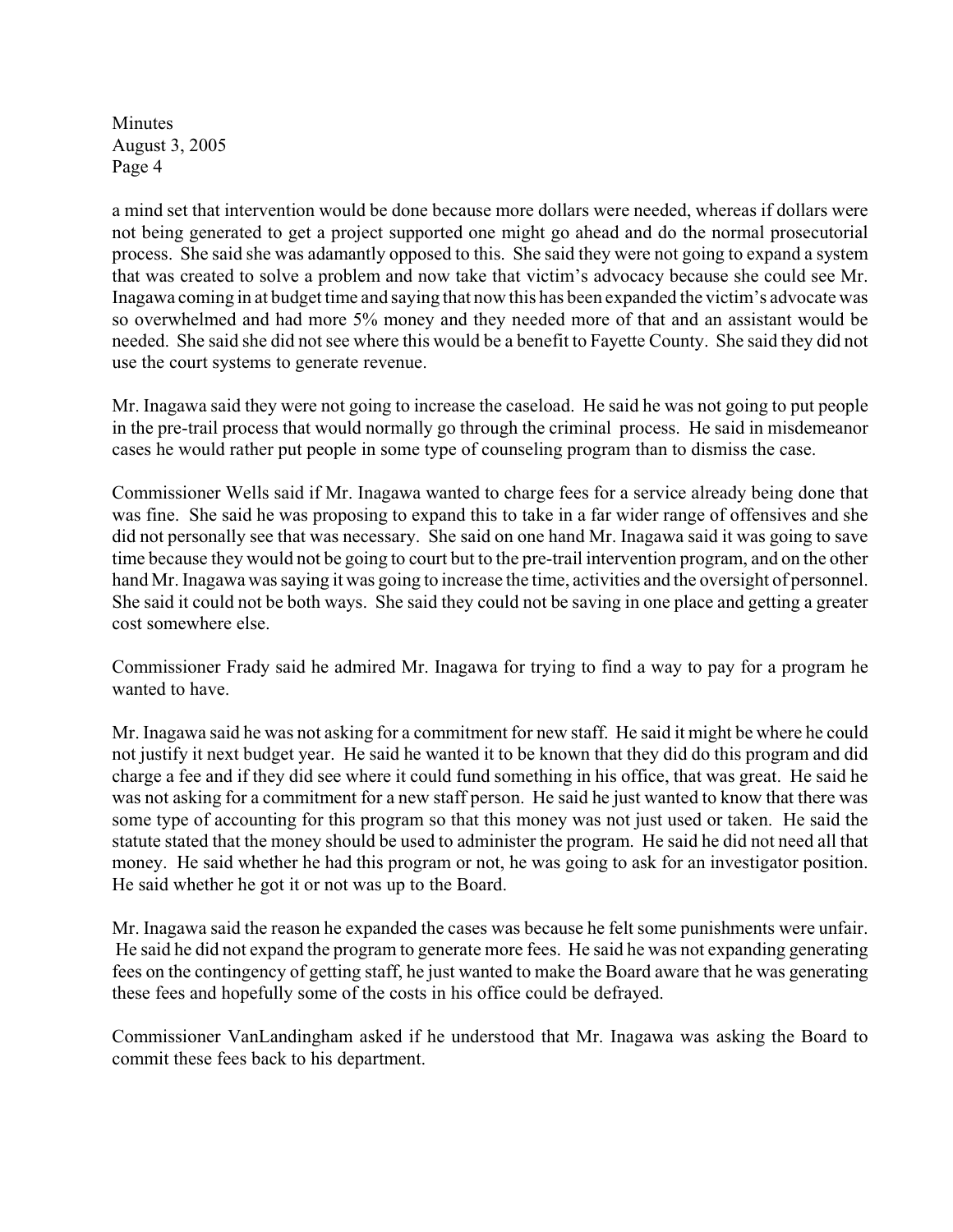a mind set that intervention would be done because more dollars were needed, whereas if dollars were not being generated to get a project supported one might go ahead and do the normal prosecutorial process. She said she was adamantly opposed to this. She said they were not going to expand a system that was created to solve a problem and now take that victim's advocacy because she could see Mr. Inagawa coming in at budget time and saying that now this has been expanded the victim's advocate was so overwhelmed and had more 5% money and they needed more of that and an assistant would be needed. She said she did not see where this would be a benefit to Fayette County. She said they did not use the court systems to generate revenue.

Mr. Inagawa said they were not going to increase the caseload. He said he was not going to put people in the pre-trail process that would normally go through the criminal process. He said in misdemeanor cases he would rather put people in some type of counseling program than to dismiss the case.

Commissioner Wells said if Mr. Inagawa wanted to charge fees for a service already being done that was fine. She said he was proposing to expand this to take in a far wider range of offensives and she did not personally see that was necessary. She said on one hand Mr. Inagawa said it was going to save time because they would not be going to court but to the pre-trail intervention program, and on the other hand Mr. Inagawa was saying it was going to increase the time, activities and the oversight of personnel. She said it could not be both ways. She said they could not be saving in one place and getting a greater cost somewhere else.

Commissioner Frady said he admired Mr. Inagawa for trying to find a way to pay for a program he wanted to have.

Mr. Inagawa said he was not asking for a commitment for new staff. He said it might be where he could not justify it next budget year. He said he wanted it to be known that they did do this program and did charge a fee and if they did see where it could fund something in his office, that was great. He said he was not asking for a commitment for a new staff person. He said he just wanted to know that there was some type of accounting for this program so that this money was not just used or taken. He said the statute stated that the money should be used to administer the program. He said he did not need all that money. He said whether he had this program or not, he was going to ask for an investigator position. He said whether he got it or not was up to the Board.

Mr. Inagawa said the reason he expanded the cases was because he felt some punishments were unfair. He said he did not expand the program to generate more fees. He said he was not expanding generating fees on the contingency of getting staff, he just wanted to make the Board aware that he was generating these fees and hopefully some of the costs in his office could be defrayed.

Commissioner VanLandingham asked if he understood that Mr. Inagawa was asking the Board to commit these fees back to his department.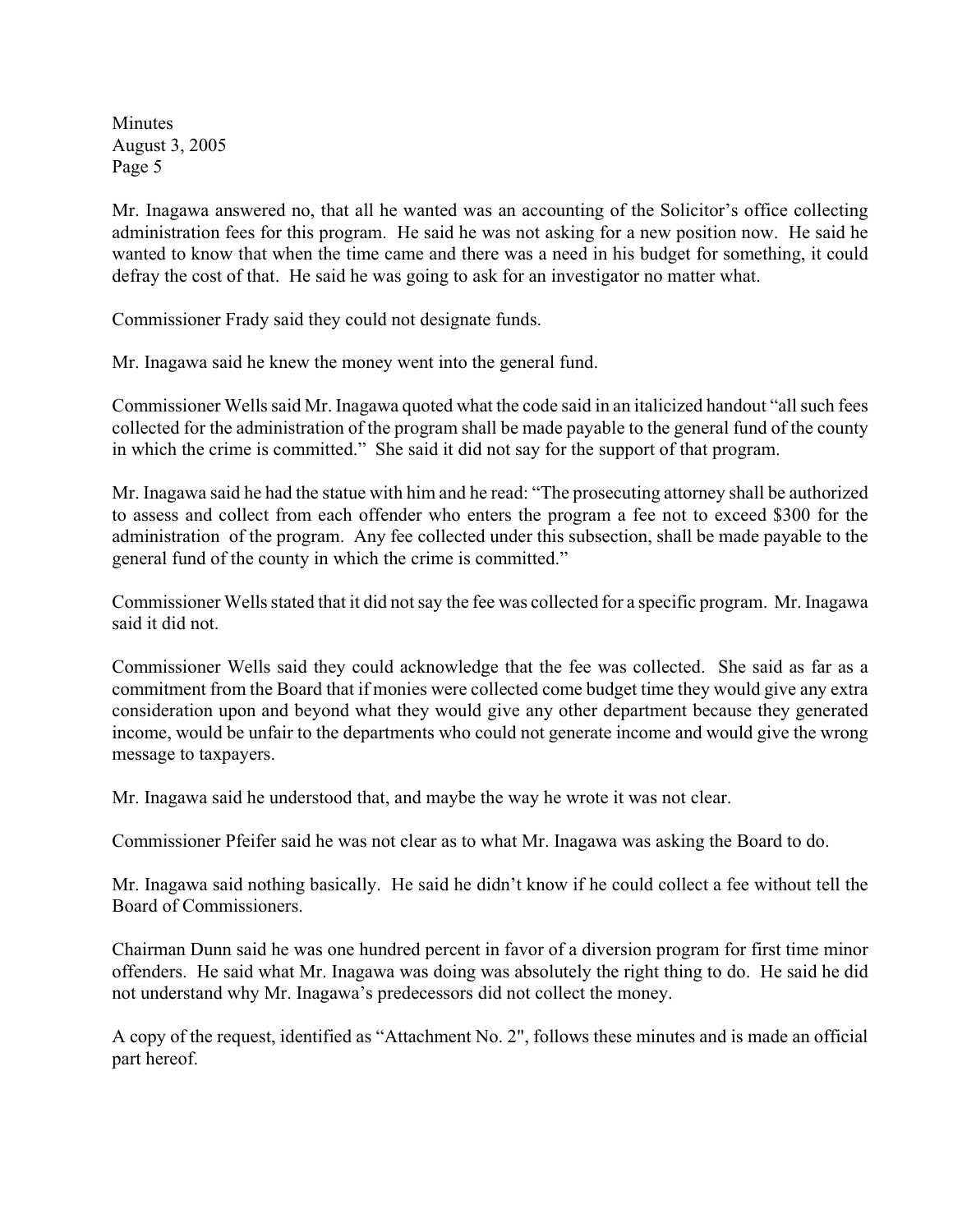Mr. Inagawa answered no, that all he wanted was an accounting of the Solicitor's office collecting administration fees for this program. He said he was not asking for a new position now. He said he wanted to know that when the time came and there was a need in his budget for something, it could defray the cost of that. He said he was going to ask for an investigator no matter what.

Commissioner Frady said they could not designate funds.

Mr. Inagawa said he knew the money went into the general fund.

Commissioner Wells said Mr. Inagawa quoted what the code said in an italicized handout "all such fees collected for the administration of the program shall be made payable to the general fund of the county in which the crime is committed." She said it did not say for the support of that program.

Mr. Inagawa said he had the statue with him and he read: "The prosecuting attorney shall be authorized to assess and collect from each offender who enters the program a fee not to exceed $300 for the administration of the program. Any fee collected under this subsection, shall be made payable to the general fund of the county in which the crime is committed."

Commissioner Wells stated that it did not say the fee was collected for a specific program. Mr. Inagawa said it did not.

Commissioner Wells said they could acknowledge that the fee was collected. She said as far as a commitment from the Board that if monies were collected come budget time they would give any extra consideration upon and beyond what they would give any other department because they generated income, would be unfair to the departments who could not generate income and would give the wrong message to taxpayers.

Mr. Inagawa said he understood that, and maybe the way he wrote it was not clear.

Commissioner Pfeifer said he was not clear as to what Mr. Inagawa was asking the Board to do.

Mr. Inagawa said nothing basically. He said he didn't know if he could collect a fee without tell the Board of Commissioners.

Chairman Dunn said he was one hundred percent in favor of a diversion program for first time minor offenders. He said what Mr. Inagawa was doing was absolutely the right thing to do. He said he did not understand why Mr. Inagawa's predecessors did not collect the money.

A copy of the request, identified as "Attachment No. 2", follows these minutes and is made an official part hereof.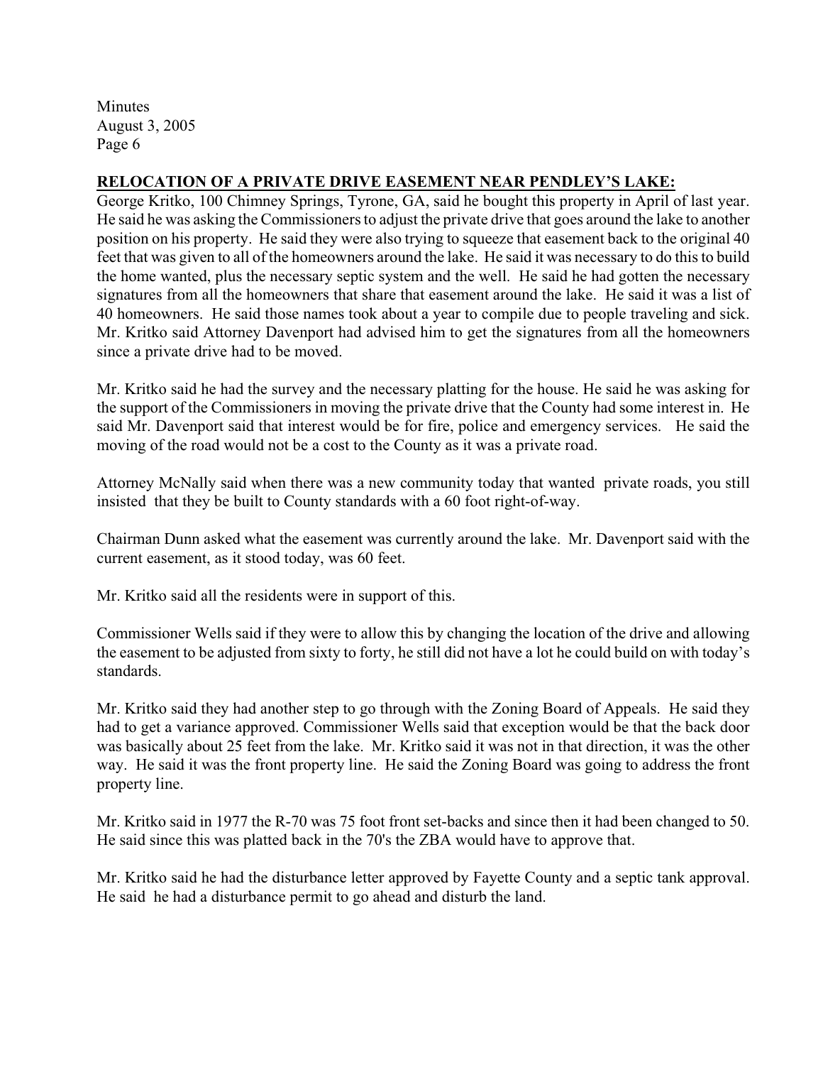## RELOCATION OF A PRIVATE DRIVE EASEMENT NEAR PENDLEY'S LAKE:

George Kritko, 100 Chimney Springs, Tyrone, GA, said he bought this property in April of last year. He said he was asking the Commissioners to adjust the private drive that goes around the lake to another position on his property. He said they were also trying to squeeze that easement back to the original 40 feet that was given to all of the homeowners around the lake. He said it was necessary to do this to build the home wanted, plus the necessary septic system and the well. He said he had gotten the necessary signatures from all the homeowners that share that easement around the lake. He said it was a list of 40 homeowners. He said those names took about a year to compile due to people traveling and sick. Mr. Kritko said Attorney Davenport had advised him to get the signatures from all the homeowners since a private drive had to be moved.

Mr. Kritko said he had the survey and the necessary platting for the house. He said he was asking for the support of the Commissioners in moving the private drive that the County had some interest in. He said Mr. Davenport said that interest would be for fire, police and emergency services. He said the moving of the road would not be a cost to the County as it was a private road.

Attorney McNally said when there was a new community today that wanted private roads, you still insisted that they be built to County standards with a 60 foot right-of-way.

Chairman Dunn asked what the easement was currently around the lake. Mr. Davenport said with the current easement, as it stood today, was 60 feet.

Mr. Kritko said all the residents were in support of this.

Commissioner Wells said if they were to allow this by changing the location of the drive and allowing the easement to be adjusted from sixty to forty, he still did not have a lot he could build on with today's standards.

Mr. Kritko said they had another step to go through with the Zoning Board of Appeals. He said they had to get a variance approved. Commissioner Wells said that exception would be that the back door was basically about 25 feet from the lake. Mr. Kritko said it was not in that direction, it was the other way. He said it was the front property line. He said the Zoning Board was going to address the front property line.

Mr. Kritko said in 1977 the R-70 was 75 foot front set-backs and since then it had been changed to 50. He said since this was platted back in the 70's the ZBA would have to approve that.

Mr. Kritko said he had the disturbance letter approved by Fayette County and a septic tank approval. He said he had a disturbance permit to go ahead and disturb the land.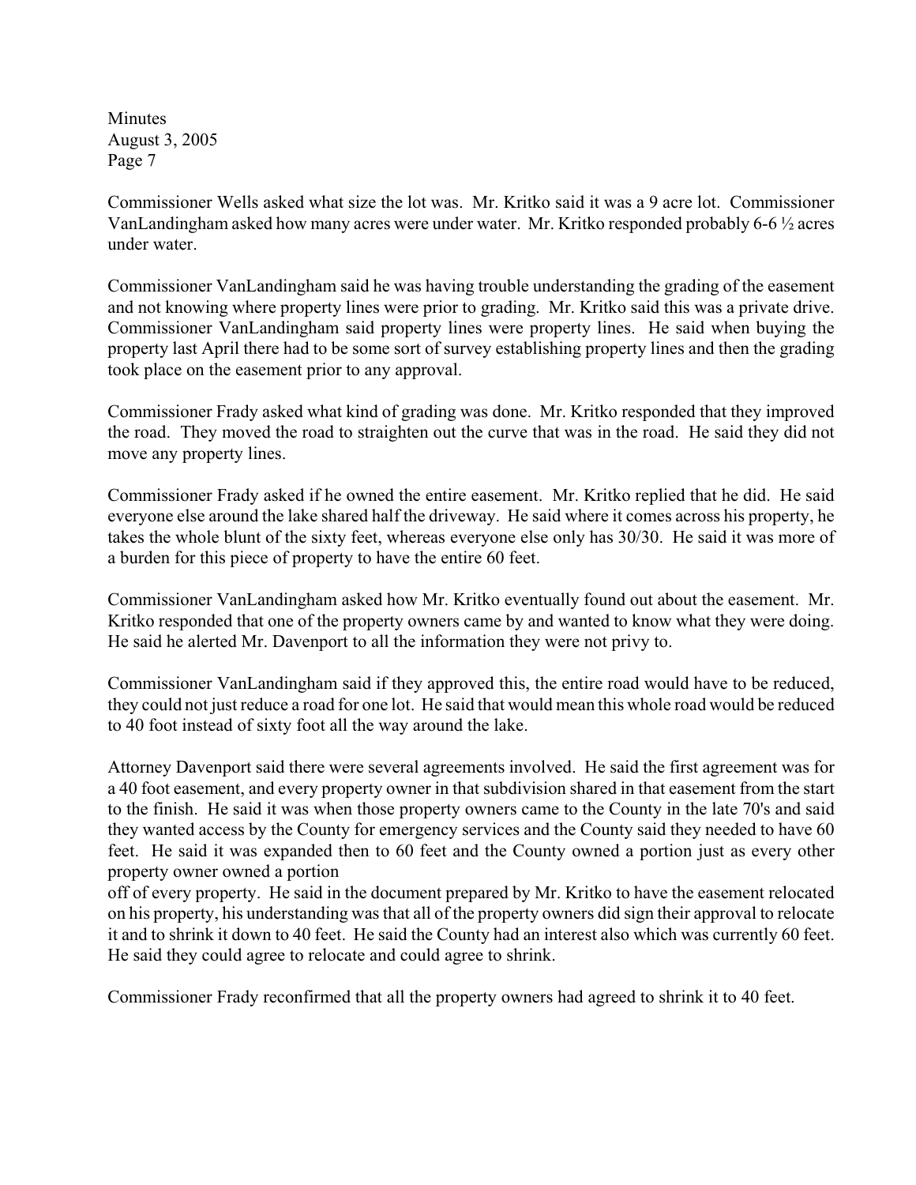Commissioner Wells asked what size the lot was. Mr. Kritko said it was a 9 acre lot. Commissioner VanLandingham asked how many acres were under water. Mr. Kritko responded probably 6-6 ½ acres under water.

Commissioner VanLandingham said he was having trouble understanding the grading of the easement and not knowing where property lines were prior to grading. Mr. Kritko said this was a private drive. Commissioner VanLandingham said property lines were property lines. He said when buying the property last April there had to be some sort of survey establishing property lines and then the grading took place on the easement prior to any approval.

Commissioner Frady asked what kind of grading was done. Mr. Kritko responded that they improved the road. They moved the road to straighten out the curve that was in the road. He said they did not move any property lines.

Commissioner Frady asked if he owned the entire easement. Mr. Kritko replied that he did. He said everyone else around the lake shared half the driveway. He said where it comes across his property, he takes the whole blunt of the sixty feet, whereas everyone else only has 30/30. He said it was more of a burden for this piece of property to have the entire 60 feet.

Commissioner VanLandingham asked how Mr. Kritko eventually found out about the easement. Mr. Kritko responded that one of the property owners came by and wanted to know what they were doing. He said he alerted Mr. Davenport to all the information they were not privy to.

Commissioner VanLandingham said if they approved this, the entire road would have to be reduced, they could not just reduce a road for one lot. He said that would mean this whole road would be reduced to 40 foot instead of sixty foot all the way around the lake.

Attorney Davenport said there were several agreements involved. He said the first agreement was for a 40 foot easement, and every property owner in that subdivision shared in that easement from the start to the finish. He said it was when those property owners came to the County in the late 70's and said they wanted access by the County for emergency services and the County said they needed to have 60 feet. He said it was expanded then to 60 feet and the County owned a portion just as every other property owner owned a portion
off of every property. He said in the document prepared by Mr. Kritko to have the easement relocated on his property, his understanding was that all of the property owners did sign their approval to relocate it and to shrink it down to 40 feet. He said the County had an interest also which was currently 60 feet. He said they could agree to relocate and could agree to shrink.

Commissioner Frady reconfirmed that all the property owners had agreed to shrink it to 40 feet.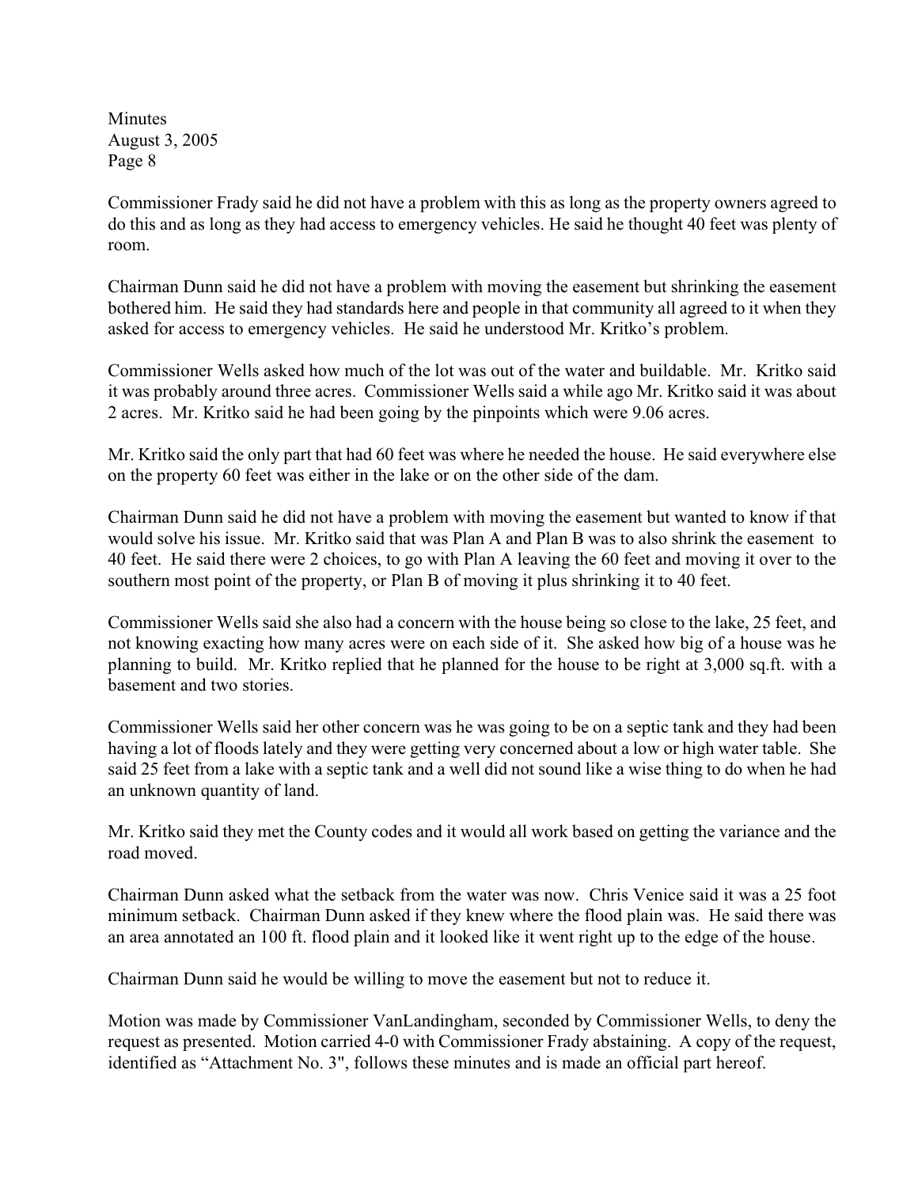Commissioner Frady said he did not have a problem with this as long as the property owners agreed to do this and as long as they had access to emergency vehicles. He said he thought 40 feet was plenty of room.

Chairman Dunn said he did not have a problem with moving the easement but shrinking the easement bothered him. He said they had standards here and people in that community all agreed to it when they asked for access to emergency vehicles. He said he understood Mr. Kritko's problem.

Commissioner Wells asked how much of the lot was out of the water and buildable. Mr. Kritko said it was probably around three acres. Commissioner Wells said a while ago Mr. Kritko said it was about 2 acres. Mr. Kritko said he had been going by the pinpoints which were 9.06 acres.

Mr. Kritko said the only part that had 60 feet was where he needed the house. He said everywhere else on the property 60 feet was either in the lake or on the other side of the dam.

Chairman Dunn said he did not have a problem with moving the easement but wanted to know if that would solve his issue. Mr. Kritko said that was Plan A and Plan B was to also shrink the easement to 40 feet. He said there were 2 choices, to go with Plan A leaving the 60 feet and moving it over to the southern most point of the property, or Plan B of moving it plus shrinking it to 40 feet.

Commissioner Wells said she also had a concern with the house being so close to the lake, 25 feet, and not knowing exacting how many acres were on each side of it. She asked how big of a house was he planning to build. Mr. Kritko replied that he planned for the house to be right at 3,000 sq.ft. with a basement and two stories.

Commissioner Wells said her other concern was he was going to be on a septic tank and they had been having a lot of floods lately and they were getting very concerned about a low or high water table. She said 25 feet from a lake with a septic tank and a well did not sound like a wise thing to do when he had an unknown quantity of land.

Mr. Kritko said they met the County codes and it would all work based on getting the variance and the road moved.

Chairman Dunn asked what the setback from the water was now. Chris Venice said it was a 25 foot minimum setback. Chairman Dunn asked if they knew where the flood plain was. He said there was an area annotated an 100 ft. flood plain and it looked like it went right up to the edge of the house.

Chairman Dunn said he would be willing to move the easement but not to reduce it.

Motion was made by Commissioner VanLandingham, seconded by Commissioner Wells, to deny the request as presented. Motion carried 4-0 with Commissioner Frady abstaining. A copy of the request, identified as "Attachment No. 3", follows these minutes and is made an official part hereof.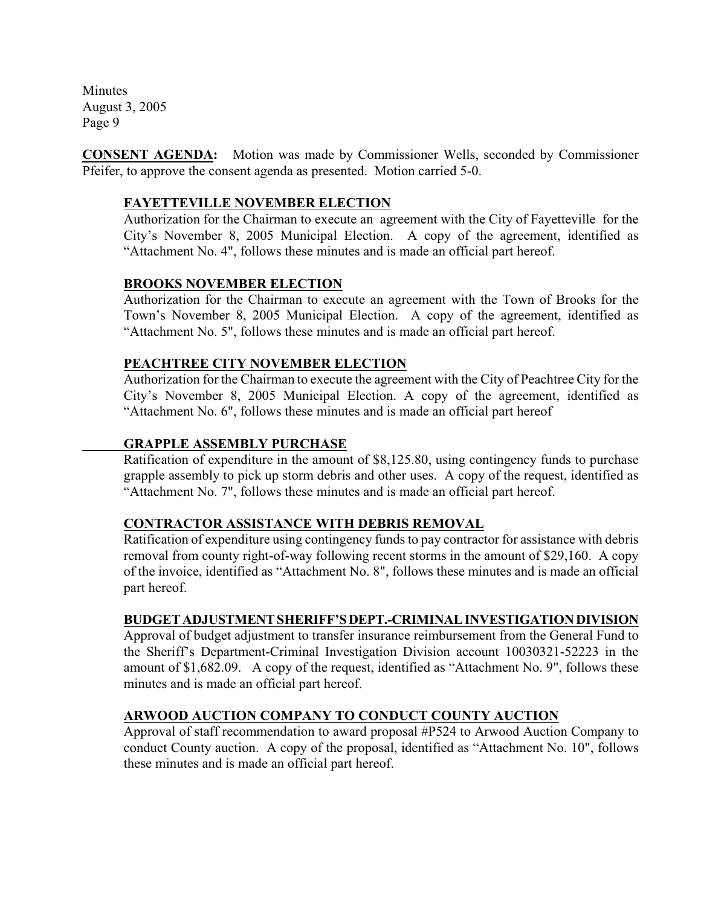**CONSENT AGENDA:** Motion was made by Commissioner Wells, seconded by Commissioner Pfeifer, to approve the consent agenda as presented. Motion carried 5-0.

**FAYETTEVILLE NOVEMBER ELECTION**

Authorization for the Chairman to execute an agreement with the City of Fayetteville for the City's November 8, 2005 Municipal Election. A copy of the agreement, identified as "Attachment No. 4", follows these minutes and is made an official part hereof.

**BROOKS NOVEMBER ELECTION**

Authorization for the Chairman to execute an agreement with the Town of Brooks for the Town's November 8, 2005 Municipal Election. A copy of the agreement, identified as "Attachment No. 5", follows these minutes and is made an official part hereof.

**PEACHTREE CITY NOVEMBER ELECTION**

Authorization for the Chairman to execute the agreement with the City of Peachtree City for the City's November 8, 2005 Municipal Election. A copy of the agreement, identified as "Attachment No. 6", follows these minutes and is made an official part hereof

**GRAPPLE ASSEMBLY PURCHASE**

Ratification of expenditure in the amount of $8,125.80, using contingency funds to purchase grapple assembly to pick up storm debris and other uses. A copy of the request, identified as "Attachment No. 7", follows these minutes and is made an official part hereof.

**CONTRACTOR ASSISTANCE WITH DEBRIS REMOVAL**

Ratification of expenditure using contingency funds to pay contractor for assistance with debris removal from county right-of-way following recent storms in the amount of $29,160. A copy of the invoice, identified as "Attachment No. 8", follows these minutes and is made an official part hereof.

**BUDGET ADJUSTMENT SHERIFF'S DEPT.-CRIMINAL INVESTIGATION DIVISION**

Approval of budget adjustment to transfer insurance reimbursement from the General Fund to the Sheriff's Department-Criminal Investigation Division account 10030321-52223 in the amount of $1,682.09. A copy of the request, identified as "Attachment No. 9", follows these minutes and is made an official part hereof.

**ARWOOD AUCTION COMPANY TO CONDUCT COUNTY AUCTION**

Approval of staff recommendation to award proposal #P524 to Arwood Auction Company to conduct County auction. A copy of the proposal, identified as "Attachment No. 10", follows these minutes and is made an official part hereof.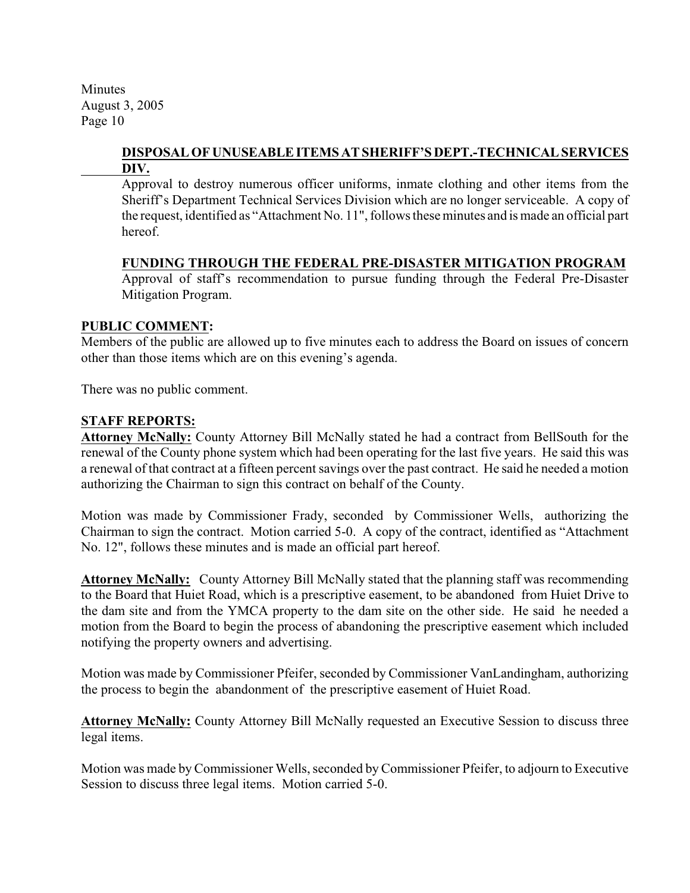**DISPOSAL OF UNUSEABLE ITEMS AT SHERIFF'S DEPT.-TECHNICAL SERVICES DIV.**

Approval to destroy numerous officer uniforms, inmate clothing and other items from the Sheriff's Department Technical Services Division which are no longer serviceable. A copy of the request, identified as "Attachment No. 11", follows these minutes and is made an official part hereof.

**FUNDING THROUGH THE FEDERAL PRE-DISASTER MITIGATION PROGRAM**

Approval of staff's recommendation to pursue funding through the Federal Pre-Disaster Mitigation Program.

**PUBLIC COMMENT:**

Members of the public are allowed up to five minutes each to address the Board on issues of concern other than those items which are on this evening's agenda.

There was no public comment.

**STAFF REPORTS:**

**Attorney McNally:** County Attorney Bill McNally stated he had a contract from BellSouth for the renewal of the County phone system which had been operating for the last five years. He said this was a renewal of that contract at a fifteen percent savings over the past contract. He said he needed a motion authorizing the Chairman to sign this contract on behalf of the County.

Motion was made by Commissioner Frady, seconded by Commissioner Wells, authorizing the Chairman to sign the contract. Motion carried 5-0. A copy of the contract, identified as "Attachment No. 12", follows these minutes and is made an official part hereof.

**Attorney McNally:** County Attorney Bill McNally stated that the planning staff was recommending to the Board that Huiet Road, which is a prescriptive easement, to be abandoned from Huiet Drive to the dam site and from the YMCA property to the dam site on the other side. He said he needed a motion from the Board to begin the process of abandoning the prescriptive easement which included notifying the property owners and advertising.

Motion was made by Commissioner Pfeifer, seconded by Commissioner VanLandingham, authorizing the process to begin the abandonment of the prescriptive easement of Huiet Road.

**Attorney McNally:** County Attorney Bill McNally requested an Executive Session to discuss three legal items.

Motion was made by Commissioner Wells, seconded by Commissioner Pfeifer, to adjourn to Executive Session to discuss three legal items. Motion carried 5-0.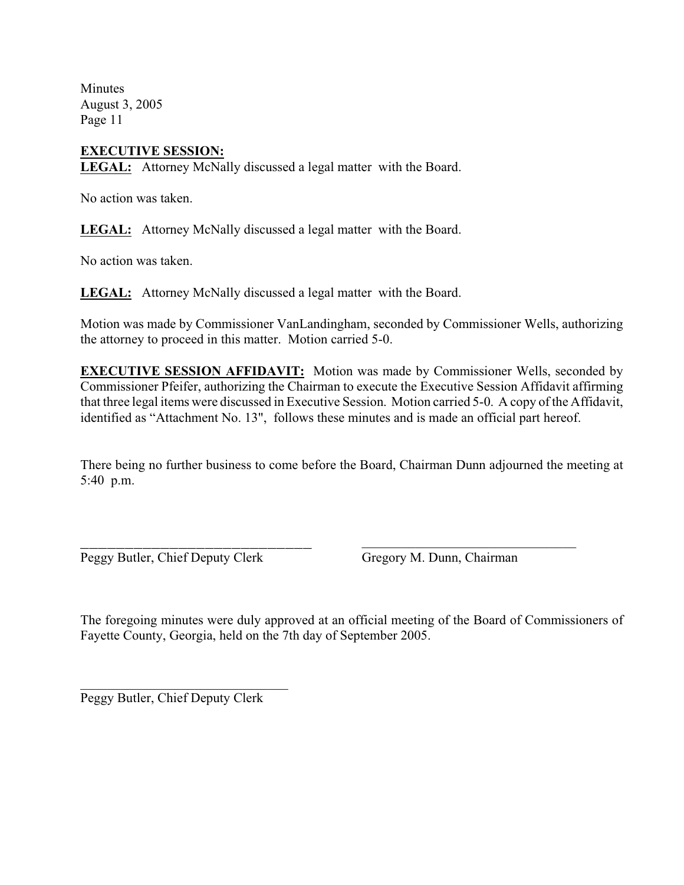**EXECUTIVE SESSION:**

**LEGAL:** Attorney McNally discussed a legal matter with the Board.

No action was taken.

**LEGAL:** Attorney McNally discussed a legal matter with the Board.

No action was taken.

**LEGAL:** Attorney McNally discussed a legal matter with the Board.

Motion was made by Commissioner VanLandingham, seconded by Commissioner Wells, authorizing the attorney to proceed in this matter. Motion carried 5-0.

**EXECUTIVE SESSION AFFIDAVIT:** Motion was made by Commissioner Wells, seconded by Commissioner Pfeifer, authorizing the Chairman to execute the Executive Session Affidavit affirming that three legal items were discussed in Executive Session. Motion carried 5-0. A copy of the Affidavit, identified as "Attachment No. 13", follows these minutes and is made an official part hereof.

There being no further business to come before the Board, Chairman Dunn adjourned the meeting at 5:40 p.m.

\_\_\_\_\_\_\_\_\_\_\_\_\_\_\_\_\_\_\_\_\_\_\_\_\_\_\_\_\_\_\_\_\_\_\_ \_\_\_\_\_\_\_\_\_\_\_\_\_\_\_\_\_\_\_\_\_\_\_\_\_\_\_\_\_\_\_\_\_\_

Peggy Butler, Chief Deputy Clerk Gregory M. Dunn, Chairman

The foregoing minutes were duly approved at an official meeting of the Board of Commissioners of Fayette County, Georgia, held on the 7th day of September 2005.

\_\_\_\_\_\_\_\_\_\_\_\_\_\_\_\_\_\_\_\_\_\_\_\_\_\_\_\_\_\_\_\_\_\_\_

Peggy Butler, Chief Deputy Clerk